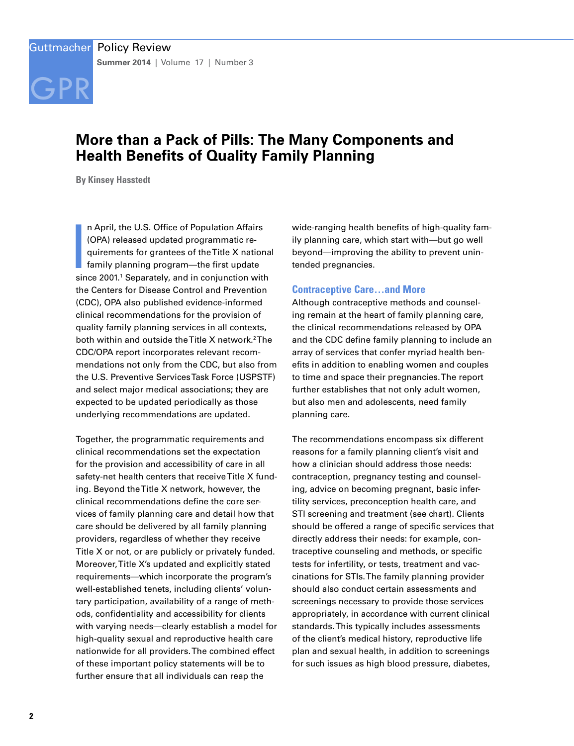# More than a Pack of Pills: The Many Components and Health Benefits of Quality Family Planning

**By Kinsey Hasstedt**

In April, the U.S. Office of Population Affairs (OPA) released updated programmatic requirements for grantees of the Title X national family planning program—the first update since 2001.[1] Separately, and in conjunction with the Centers for Disease Control and Prevention (CDC), OPA also published evidence-informed clinical recommendations for the provision of quality family planning services in all contexts, both within and outside the Title X network.[2] The CDC/OPA report incorporates relevant recommendations not only from the CDC, but also from the U.S. Preventive Services Task Force (USPSTF) and select major medical associations; they are expected to be updated periodically as those underlying recommendations are updated.

Together, the programmatic requirements and clinical recommendations set the expectation for the provision and accessibility of care in all safety-net health centers that receive Title X funding. Beyond the Title X network, however, the clinical recommendations define the core services of family planning care and detail how that care should be delivered by all family planning providers, regardless of whether they receive Title X or not, or are publicly or privately funded. Moreover, Title X's updated and explicitly stated requirements—which incorporate the program's well-established tenets, including clients' voluntary participation, availability of a range of methods, confidentiality and accessibility for clients with varying needs—clearly establish a model for high-quality sexual and reproductive health care nationwide for all providers. The combined effect of these important policy statements will be to further ensure that all individuals can reap the wide-ranging health benefits of high-quality family planning care, which start with—but go well beyond—improving the ability to prevent unintended pregnancies.

## Contraceptive Care…and More

Although contraceptive methods and counseling remain at the heart of family planning care, the clinical recommendations released by OPA and the CDC define family planning to include an array of services that confer myriad health benefits in addition to enabling women and couples to time and space their pregnancies. The report further establishes that not only adult women, but also men and adolescents, need family planning care.

The recommendations encompass six different reasons for a family planning client's visit and how a clinician should address those needs: contraception, pregnancy testing and counseling, advice on becoming pregnant, basic infertility services, preconception health care, and STI screening and treatment (see chart). Clients should be offered a range of specific services that directly address their needs: for example, contraceptive counseling and methods, or specific tests for infertility, or tests, treatment and vaccinations for STIs. The family planning provider should also conduct certain assessments and screenings necessary to provide those services appropriately, in accordance with current clinical standards. This typically includes assessments of the client's medical history, reproductive life plan and sexual health, in addition to screenings for such issues as high blood pressure, diabetes,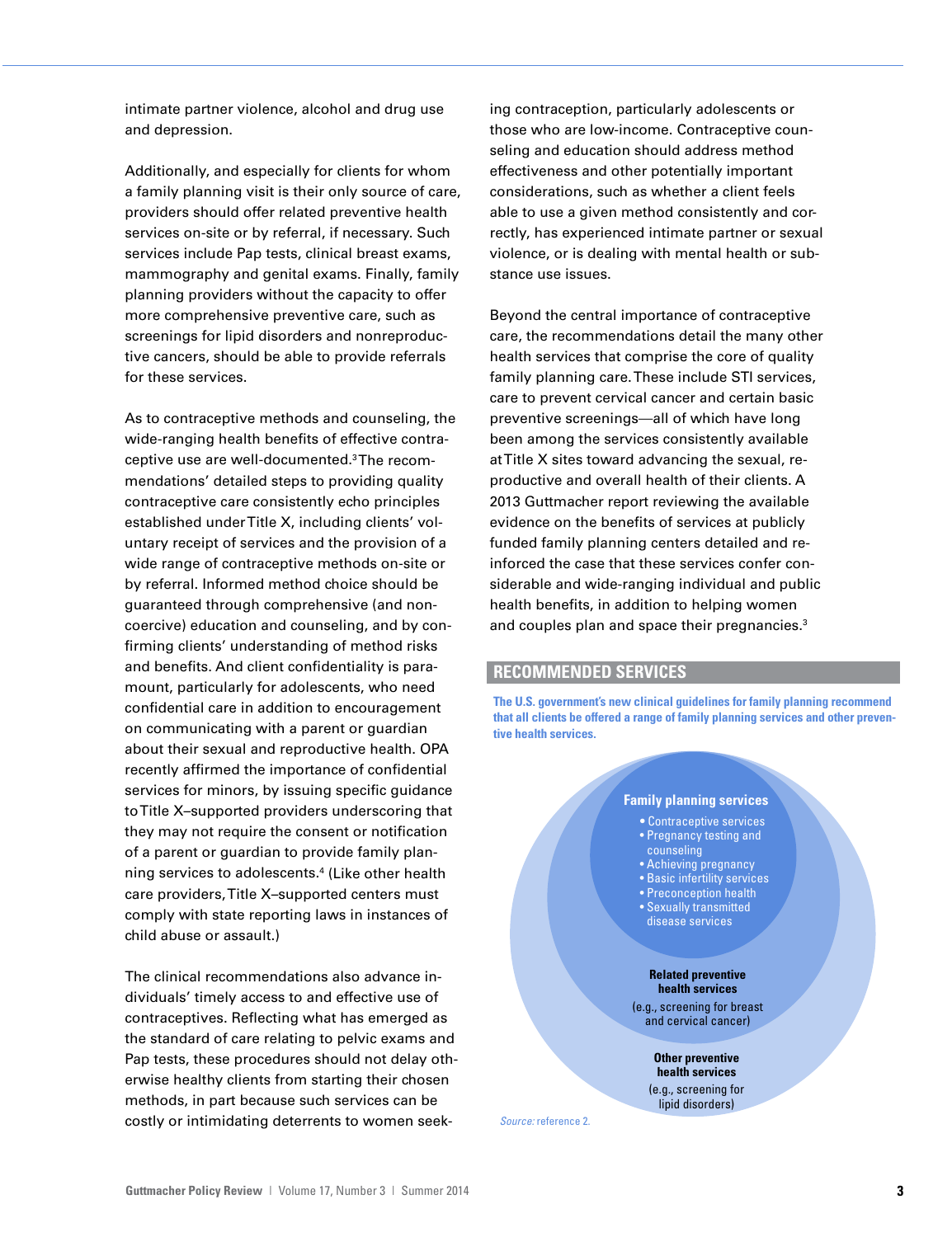intimate partner violence, alcohol and drug use and depression.

Additionally, and especially for clients for whom a family planning visit is their only source of care, providers should offer related preventive health services on-site or by referral, if necessary. Such services include Pap tests, clinical breast exams, mammography and genital exams. Finally, family planning providers without the capacity to offer more comprehensive preventive care, such as screenings for lipid disorders and nonreproductive cancers, should be able to provide referrals for these services.

As to contraceptive methods and counseling, the wide-ranging health benefits of effective contraceptive use are well-documented.[3] The recommendations' detailed steps to providing quality contraceptive care consistently echo principles established under Title X, including clients' voluntary receipt of services and the provision of a wide range of contraceptive methods on-site or by referral. Informed method choice should be guaranteed through comprehensive (and noncoercive) education and counseling, and by confirming clients' understanding of method risks and benefits. And client confidentiality is paramount, particularly for adolescents, who need confidential care in addition to encouragement on communicating with a parent or guardian about their sexual and reproductive health. OPA recently affirmed the importance of confidential services for minors, by issuing specific guidance to Title X–supported providers underscoring that they may not require the consent or notification of a parent or guardian to provide family planning services to adolescents.[4] (Like other health care providers, Title X–supported centers must comply with state reporting laws in instances of child abuse or assault.)

The clinical recommendations also advance individuals' timely access to and effective use of contraceptives. Reflecting what has emerged as the standard of care relating to pelvic exams and Pap tests, these procedures should not delay otherwise healthy clients from starting their chosen methods, in part because such services can be costly or intimidating deterrents to women seeking contraception, particularly adolescents or those who are low-income. Contraceptive counseling and education should address method effectiveness and other potentially important considerations, such as whether a client feels able to use a given method consistently and correctly, has experienced intimate partner or sexual violence, or is dealing with mental health or substance use issues.

Beyond the central importance of contraceptive care, the recommendations detail the many other health services that comprise the core of quality family planning care. These include STI services, care to prevent cervical cancer and certain basic preventive screenings—all of which have long been among the services consistently available at Title X sites toward advancing the sexual, reproductive and overall health of their clients. A 2013 Guttmacher report reviewing the available evidence on the benefits of services at publicly funded family planning centers detailed and reinforced the case that these services confer considerable and wide-ranging individual and public health benefits, in addition to helping women and couples plan and space their pregnancies.[3]

## RECOMMENDED SERVICES

**The U.S. government's new clinical guidelines for family planning recommend that all clients be offered a range of family planning services and other preventive health services.**

**Family planning services**

- Contraceptive services
- Pregnancy testing and counseling
- Achieving pregnancy
- Basic infertility services
- Preconception health
- Sexually transmitted disease services

**Related preventive health services**

(e.g., screening for breast and cervical cancer)

**Other preventive health services**

(e.g., screening for lipid disorders)

*Source:* reference 2.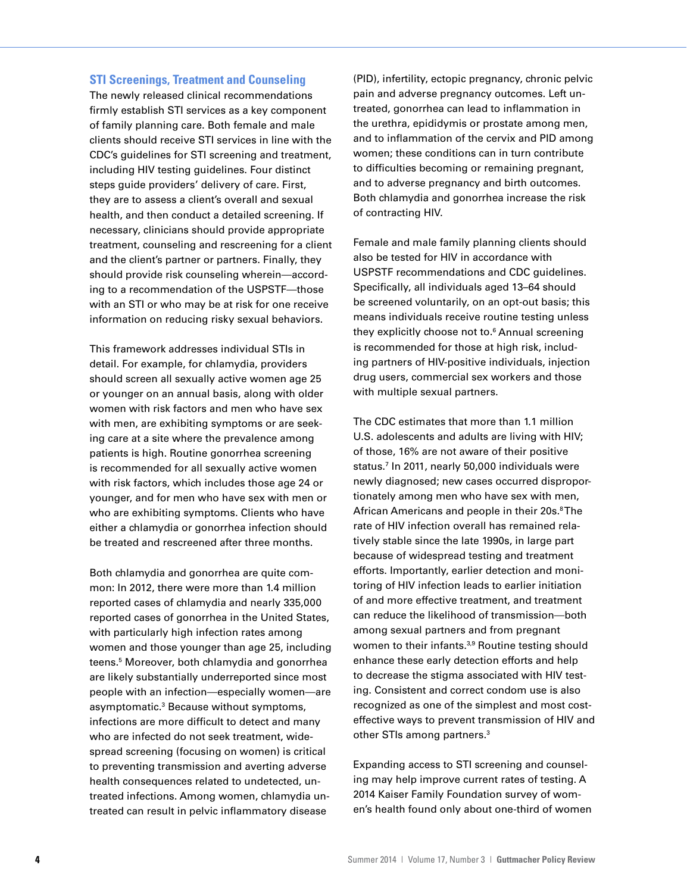### STI Screenings, Treatment and Counseling

The newly released clinical recommendations firmly establish STI services as a key component of family planning care. Both female and male clients should receive STI services in line with the CDC's guidelines for STI screening and treatment, including HIV testing guidelines. Four distinct steps guide providers' delivery of care. First, they are to assess a client's overall and sexual health, and then conduct a detailed screening. If necessary, clinicians should provide appropriate treatment, counseling and rescreening for a client and the client's partner or partners. Finally, they should provide risk counseling wherein—according to a recommendation of the USPSTF—those with an STI or who may be at risk for one receive information on reducing risky sexual behaviors.

This framework addresses individual STIs in detail. For example, for chlamydia, providers should screen all sexually active women age 25 or younger on an annual basis, along with older women with risk factors and men who have sex with men, are exhibiting symptoms or are seeking care at a site where the prevalence among patients is high. Routine gonorrhea screening is recommended for all sexually active women with risk factors, which includes those age 24 or younger, and for men who have sex with men or who are exhibiting symptoms. Clients who have either a chlamydia or gonorrhea infection should be treated and rescreened after three months.

Both chlamydia and gonorrhea are quite common: In 2012, there were more than 1.4 million reported cases of chlamydia and nearly 335,000 reported cases of gonorrhea in the United States, with particularly high infection rates among women and those younger than age 25, including teens.[5] Moreover, both chlamydia and gonorrhea are likely substantially underreported since most people with an infection—especially women—are asymptomatic.[3] Because without symptoms, infections are more difficult to detect and many who are infected do not seek treatment, widespread screening (focusing on women) is critical to preventing transmission and averting adverse health consequences related to undetected, untreated infections. Among women, chlamydia untreated can result in pelvic inflammatory disease (PID), infertility, ectopic pregnancy, chronic pelvic pain and adverse pregnancy outcomes. Left untreated, gonorrhea can lead to inflammation in the urethra, epididymis or prostate among men, and to inflammation of the cervix and PID among women; these conditions can in turn contribute to difficulties becoming or remaining pregnant, and to adverse pregnancy and birth outcomes. Both chlamydia and gonorrhea increase the risk of contracting HIV.

Female and male family planning clients should also be tested for HIV in accordance with USPSTF recommendations and CDC guidelines. Specifically, all individuals aged 13–64 should be screened voluntarily, on an opt-out basis; this means individuals receive routine testing unless they explicitly choose not to.[6] Annual screening is recommended for those at high risk, including partners of HIV-positive individuals, injection drug users, commercial sex workers and those with multiple sexual partners.

The CDC estimates that more than 1.1 million U.S. adolescents and adults are living with HIV; of those, 16% are not aware of their positive status.[7] In 2011, nearly 50,000 individuals were newly diagnosed; new cases occurred disproportionately among men who have sex with men, African Americans and people in their 20s.[8] The rate of HIV infection overall has remained relatively stable since the late 1990s, in large part because of widespread testing and treatment efforts. Importantly, earlier detection and monitoring of HIV infection leads to earlier initiation of and more effective treatment, and treatment can reduce the likelihood of transmission—both among sexual partners and from pregnant women to their infants.[3,9] Routine testing should enhance these early detection efforts and help to decrease the stigma associated with HIV testing. Consistent and correct condom use is also recognized as one of the simplest and most cost-effective ways to prevent transmission of HIV and other STIs among partners.[3]

Expanding access to STI screening and counseling may help improve current rates of testing. A 2014 Kaiser Family Foundation survey of women's health found only about one-third of women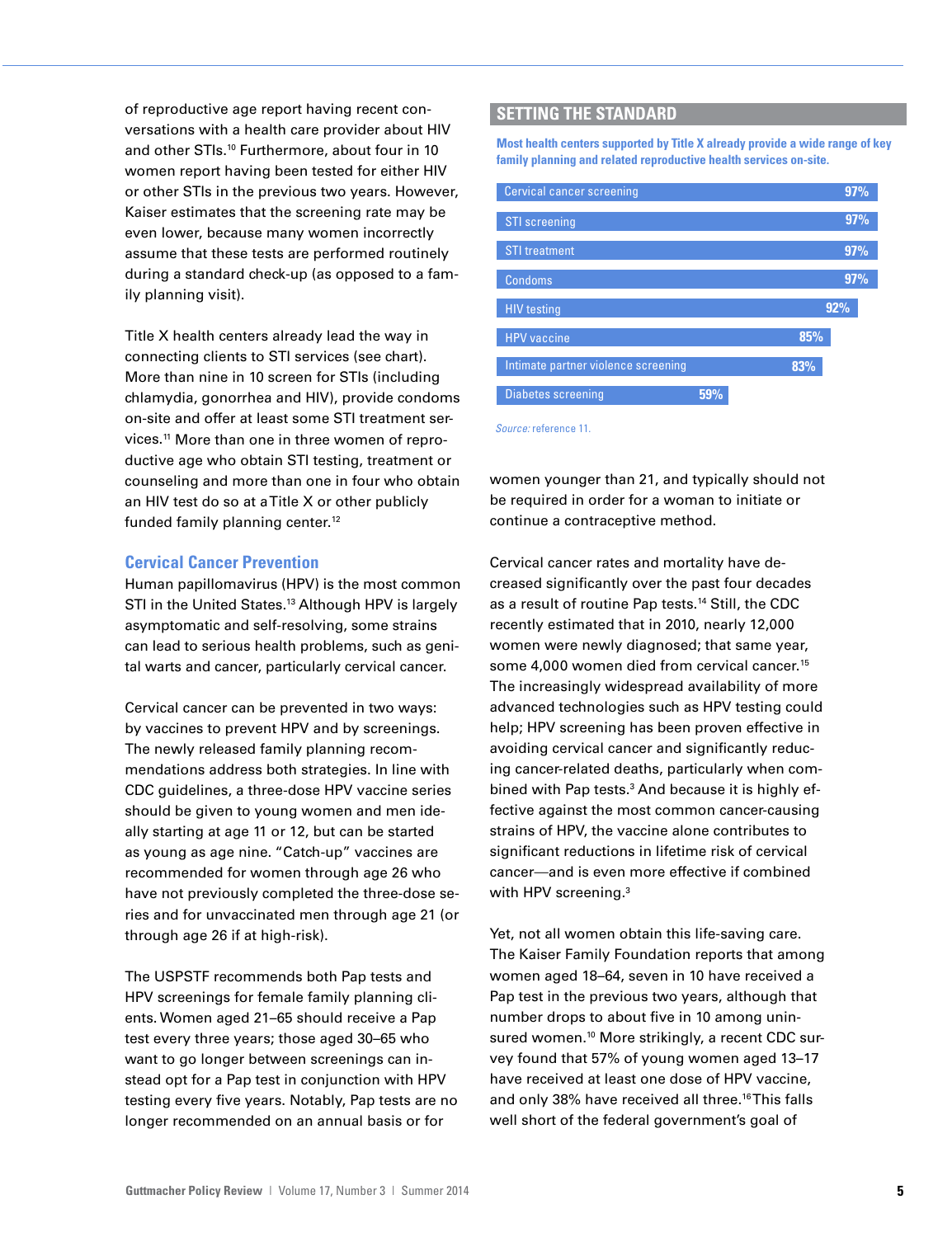of reproductive age report having recent conversations with a health care provider about HIV and other STIs.[10] Furthermore, about four in 10 women report having been tested for either HIV or other STIs in the previous two years. However, Kaiser estimates that the screening rate may be even lower, because many women incorrectly assume that these tests are performed routinely during a standard check-up (as opposed to a family planning visit).

Title X health centers already lead the way in connecting clients to STI services (see chart). More than nine in 10 screen for STIs (including chlamydia, gonorrhea and HIV), provide condoms on-site and offer at least some STI treatment services.[11] More than one in three women of reproductive age who obtain STI testing, treatment or counseling and more than one in four who obtain an HIV test do so at a Title X or other publicly funded family planning center.[12]

## SETTING THE STANDARD

**Most health centers supported by Title X already provide a wide range of key family planning and related reproductive health services on-site.**

| Service | % |
|---|---|
| Cervical cancer screening | 97% |
| STI screening | 97% |
| STI treatment | 97% |
| Condoms | 97% |
| HIV testing | 92% |
| HPV vaccine | 85% |
| Intimate partner violence screening | 83% |
| Diabetes screening | 59% |

*Source:* reference 11.

## Cervical Cancer Prevention

Human papillomavirus (HPV) is the most common STI in the United States.[13] Although HPV is largely asymptomatic and self-resolving, some strains can lead to serious health problems, such as genital warts and cancer, particularly cervical cancer.

Cervical cancer can be prevented in two ways: by vaccines to prevent HPV and by screenings. The newly released family planning recommendations address both strategies. In line with CDC guidelines, a three-dose HPV vaccine series should be given to young women and men ideally starting at age 11 or 12, but can be started as young as age nine. "Catch-up" vaccines are recommended for women through age 26 who have not previously completed the three-dose series and for unvaccinated men through age 21 (or through age 26 if at high-risk).

The USPSTF recommends both Pap tests and HPV screenings for female family planning clients. Women aged 21–65 should receive a Pap test every three years; those aged 30–65 who want to go longer between screenings can instead opt for a Pap test in conjunction with HPV testing every five years. Notably, Pap tests are no longer recommended on an annual basis or for women younger than 21, and typically should not be required in order for a woman to initiate or continue a contraceptive method.

Cervical cancer rates and mortality have decreased significantly over the past four decades as a result of routine Pap tests.[14] Still, the CDC recently estimated that in 2010, nearly 12,000 women were newly diagnosed; that same year, some 4,000 women died from cervical cancer.[15] The increasingly widespread availability of more advanced technologies such as HPV testing could help; HPV screening has been proven effective in avoiding cervical cancer and significantly reducing cancer-related deaths, particularly when combined with Pap tests.[3] And because it is highly effective against the most common cancer-causing strains of HPV, the vaccine alone contributes to significant reductions in lifetime risk of cervical cancer—and is even more effective if combined with HPV screening.[3]

Yet, not all women obtain this life-saving care. The Kaiser Family Foundation reports that among women aged 18–64, seven in 10 have received a Pap test in the previous two years, although that number drops to about five in 10 among uninsured women.[10] More strikingly, a recent CDC survey found that 57% of young women aged 13–17 have received at least one dose of HPV vaccine, and only 38% have received all three.[16] This falls well short of the federal government's goal of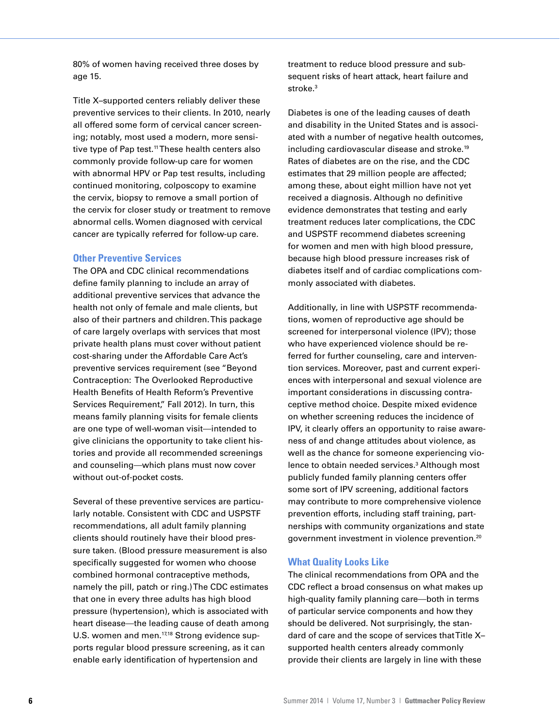80% of women having received three doses by age 15.

Title X–supported centers reliably deliver these preventive services to their clients. In 2010, nearly all offered some form of cervical cancer screening; notably, most used a modern, more sensitive type of Pap test.[11] These health centers also commonly provide follow-up care for women with abnormal HPV or Pap test results, including continued monitoring, colposcopy to examine the cervix, biopsy to remove a small portion of the cervix for closer study or treatment to remove abnormal cells. Women diagnosed with cervical cancer are typically referred for follow-up care.

## Other Preventive Services

The OPA and CDC clinical recommendations define family planning to include an array of additional preventive services that advance the health not only of female and male clients, but also of their partners and children. This package of care largely overlaps with services that most private health plans must cover without patient cost-sharing under the Affordable Care Act's preventive services requirement (see "Beyond Contraception: The Overlooked Reproductive Health Benefits of Health Reform's Preventive Services Requirement," Fall 2012). In turn, this means family planning visits for female clients are one type of well-woman visit—intended to give clinicians the opportunity to take client histories and provide all recommended screenings and counseling—which plans must now cover without out-of-pocket costs.

Several of these preventive services are particularly notable. Consistent with CDC and USPSTF recommendations, all adult family planning clients should routinely have their blood pressure taken. (Blood pressure measurement is also specifically suggested for women who choose combined hormonal contraceptive methods, namely the pill, patch or ring.) The CDC estimates that one in every three adults has high blood pressure (hypertension), which is associated with heart disease—the leading cause of death among U.S. women and men.[17,18] Strong evidence supports regular blood pressure screening, as it can enable early identification of hypertension and treatment to reduce blood pressure and subsequent risks of heart attack, heart failure and stroke.[3]

Diabetes is one of the leading causes of death and disability in the United States and is associated with a number of negative health outcomes, including cardiovascular disease and stroke.[19] Rates of diabetes are on the rise, and the CDC estimates that 29 million people are affected; among these, about eight million have not yet received a diagnosis. Although no definitive evidence demonstrates that testing and early treatment reduces later complications, the CDC and USPSTF recommend diabetes screening for women and men with high blood pressure, because high blood pressure increases risk of diabetes itself and of cardiac complications commonly associated with diabetes.

Additionally, in line with USPSTF recommendations, women of reproductive age should be screened for interpersonal violence (IPV); those who have experienced violence should be referred for further counseling, care and intervention services. Moreover, past and current experiences with interpersonal and sexual violence are important considerations in discussing contraceptive method choice. Despite mixed evidence on whether screening reduces the incidence of IPV, it clearly offers an opportunity to raise awareness of and change attitudes about violence, as well as the chance for someone experiencing violence to obtain needed services.[3] Although most publicly funded family planning centers offer some sort of IPV screening, additional factors may contribute to more comprehensive violence prevention efforts, including staff training, partnerships with community organizations and state government investment in violence prevention.[20]

## What Quality Looks Like

The clinical recommendations from OPA and the CDC reflect a broad consensus on what makes up high-quality family planning care—both in terms of particular service components and how they should be delivered. Not surprisingly, the standard of care and the scope of services that Title X–supported health centers already commonly provide their clients are largely in line with these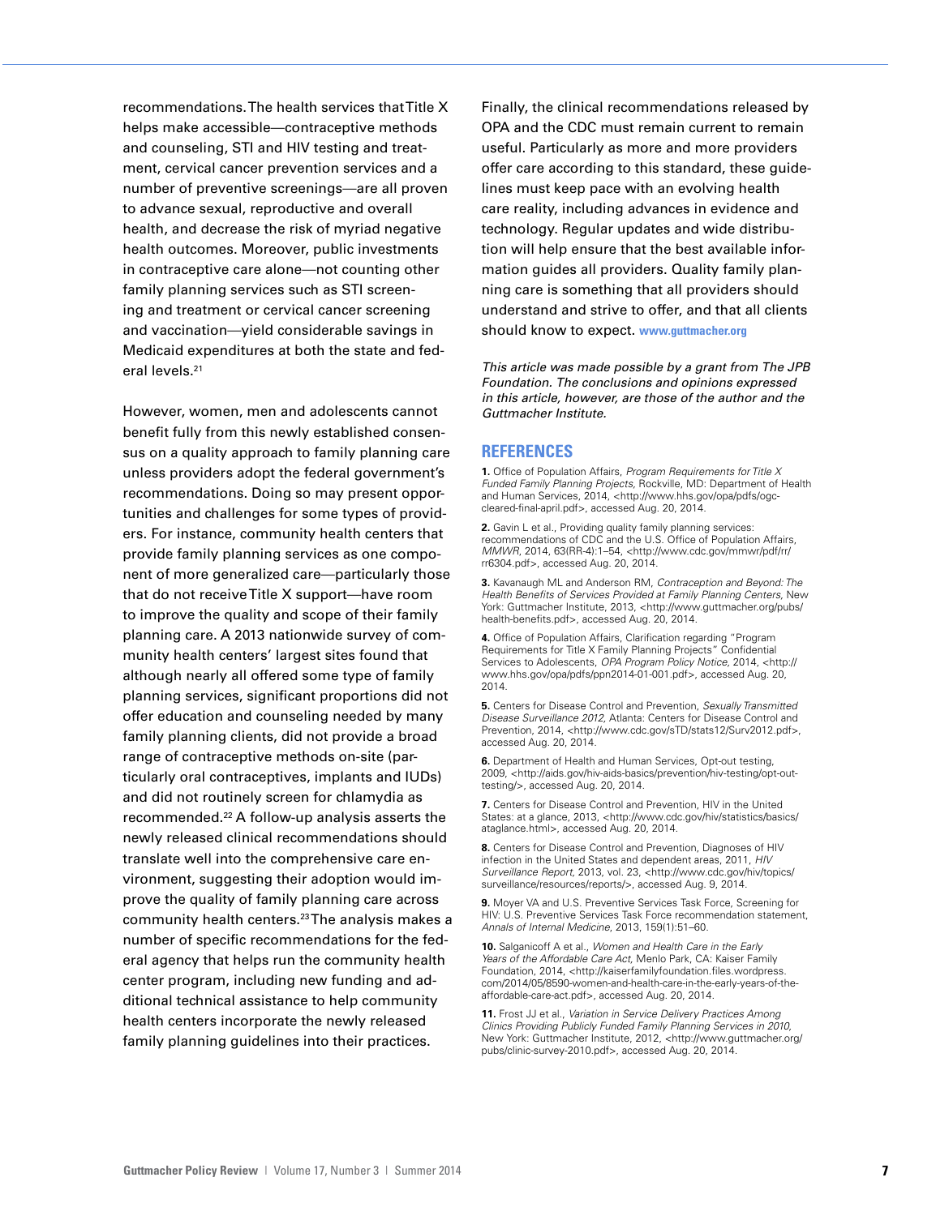recommendations. The health services that Title X helps make accessible—contraceptive methods and counseling, STI and HIV testing and treatment, cervical cancer prevention services and a number of preventive screenings—are all proven to advance sexual, reproductive and overall health, and decrease the risk of myriad negative health outcomes. Moreover, public investments in contraceptive care alone—not counting other family planning services such as STI screening and treatment or cervical cancer screening and vaccination—yield considerable savings in Medicaid expenditures at both the state and federal levels.[21]

However, women, men and adolescents cannot benefit fully from this newly established consensus on a quality approach to family planning care unless providers adopt the federal government's recommendations. Doing so may present opportunities and challenges for some types of providers. For instance, community health centers that provide family planning services as one component of more generalized care—particularly those that do not receive Title X support—have room to improve the quality and scope of their family planning care. A 2013 nationwide survey of community health centers' largest sites found that although nearly all offered some type of family planning services, significant proportions did not offer education and counseling needed by many family planning clients, did not provide a broad range of contraceptive methods on-site (particularly oral contraceptives, implants and IUDs) and did not routinely screen for chlamydia as recommended.[22] A follow-up analysis asserts the newly released clinical recommendations should translate well into the comprehensive care environment, suggesting their adoption would improve the quality of family planning care across community health centers.[23] The analysis makes a number of specific recommendations for the federal agency that helps run the community health center program, including new funding and additional technical assistance to help community health centers incorporate the newly released family planning guidelines into their practices.

Finally, the clinical recommendations released by OPA and the CDC must remain current to remain useful. Particularly as more and more providers offer care according to this standard, these guidelines must keep pace with an evolving health care reality, including advances in evidence and technology. Regular updates and wide distribution will help ensure that the best available information guides all providers. Quality family planning care is something that all providers should understand and strive to offer, and that all clients should know to expect. **www.guttmacher.org**

*This article was made possible by a grant from The JPB Foundation. The conclusions and opinions expressed in this article, however, are those of the author and the Guttmacher Institute.*

## REFERENCES

**1.** Office of Population Affairs, *Program Requirements for Title X Funded Family Planning Projects,* Rockville, MD: Department of Health and Human Services, 2014, <http://www.hhs.gov/opa/pdfs/ogc-cleared-final-april.pdf>, accessed Aug. 20, 2014.

**2.** Gavin L et al., Providing quality family planning services: recommendations of CDC and the U.S. Office of Population Affairs, *MMWR,* 2014, 63(RR-4):1–54, <http://www.cdc.gov/mmwr/pdf/rr/rr6304.pdf>, accessed Aug. 20, 2014.

**3.** Kavanaugh ML and Anderson RM, *Contraception and Beyond: The Health Benefits of Services Provided at Family Planning Centers,* New York: Guttmacher Institute, 2013, <http://www.guttmacher.org/pubs/health-benefits.pdf>, accessed Aug. 20, 2014.

**4.** Office of Population Affairs, Clarification regarding "Program Requirements for Title X Family Planning Projects" Confidential Services to Adolescents, *OPA Program Policy Notice,* 2014, <http://www.hhs.gov/opa/pdfs/ppn2014-01-001.pdf>, accessed Aug. 20, 2014.

**5.** Centers for Disease Control and Prevention, *Sexually Transmitted Disease Surveillance 2012,* Atlanta: Centers for Disease Control and Prevention, 2014, <http://www.cdc.gov/sTD/stats12/Surv2012.pdf>, accessed Aug. 20, 2014.

**6.** Department of Health and Human Services, Opt-out testing, 2009, <http://aids.gov/hiv-aids-basics/prevention/hiv-testing/opt-out-testing/>, accessed Aug. 20, 2014.

**7.** Centers for Disease Control and Prevention, HIV in the United States: at a glance, 2013, <http://www.cdc.gov/hiv/statistics/basics/ataglance.html>, accessed Aug. 20, 2014.

**8.** Centers for Disease Control and Prevention, Diagnoses of HIV infection in the United States and dependent areas, 2011, *HIV Surveillance Report,* 2013, vol. 23, <http://www.cdc.gov/hiv/topics/surveillance/resources/reports/>, accessed Aug. 9, 2014.

**9.** Moyer VA and U.S. Preventive Services Task Force, Screening for HIV: U.S. Preventive Services Task Force recommendation statement, *Annals of Internal Medicine,* 2013, 159(1):51–60.

**10.** Salganicoff A et al., *Women and Health Care in the Early Years of the Affordable Care Act,* Menlo Park, CA: Kaiser Family Foundation, 2014, <http://kaiserfamilyfoundation.files.wordpress.com/2014/05/8590-women-and-health-care-in-the-early-years-of-the-affordable-care-act.pdf>, accessed Aug. 20, 2014.

**11.** Frost JJ et al., *Variation in Service Delivery Practices Among Clinics Providing Publicly Funded Family Planning Services in 2010,* New York: Guttmacher Institute, 2012, <http://www.guttmacher.org/pubs/clinic-survey-2010.pdf>, accessed Aug. 20, 2014.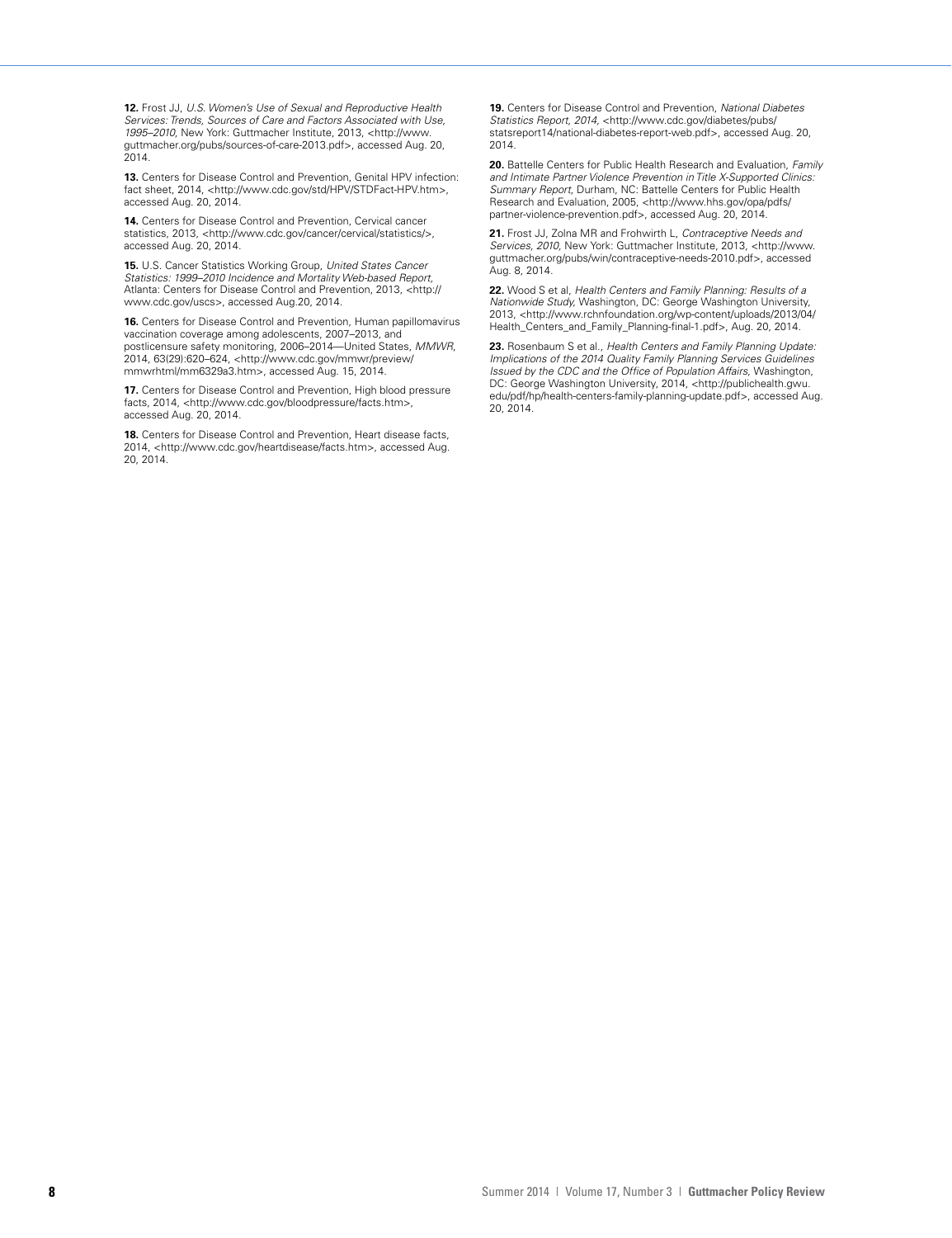**12.** Frost JJ, *U.S. Women's Use of Sexual and Reproductive Health Services: Trends, Sources of Care and Factors Associated with Use, 1995–2010*, New York: Guttmacher Institute, 2013, <http://www.guttmacher.org/pubs/sources-of-care-2013.pdf>, accessed Aug. 20, 2014.

**13.** Centers for Disease Control and Prevention, Genital HPV infection: fact sheet, 2014, <http://www.cdc.gov/std/HPV/STDFact-HPV.htm>, accessed Aug. 20, 2014.

**14.** Centers for Disease Control and Prevention, Cervical cancer statistics, 2013, <http://www.cdc.gov/cancer/cervical/statistics/>, accessed Aug. 20, 2014.

**15.** U.S. Cancer Statistics Working Group, *United States Cancer Statistics: 1999–2010 Incidence and Mortality Web-based Report,* Atlanta: Centers for Disease Control and Prevention, 2013, <http://www.cdc.gov/uscs>, accessed Aug.20, 2014.

**16.** Centers for Disease Control and Prevention, Human papillomavirus vaccination coverage among adolescents, 2007–2013, and postlicensure safety monitoring, 2006–2014—United States, *MMWR*, 2014, 63(29):620–624, <http://www.cdc.gov/mmwr/preview/mmwrhtml/mm6329a3.htm>, accessed Aug. 15, 2014.

**17.** Centers for Disease Control and Prevention, High blood pressure facts, 2014, <http://www.cdc.gov/bloodpressure/facts.htm>, accessed Aug. 20, 2014.

**18.** Centers for Disease Control and Prevention, Heart disease facts, 2014, <http://www.cdc.gov/heartdisease/facts.htm>, accessed Aug. 20, 2014.

**19.** Centers for Disease Control and Prevention, *National Diabetes Statistics Report, 2014,* <http://www.cdc.gov/diabetes/pubs/statsreport14/national-diabetes-report-web.pdf>, accessed Aug. 20, 2014.

**20.** Battelle Centers for Public Health Research and Evaluation, *Family and Intimate Partner Violence Prevention in Title X-Supported Clinics: Summary Report*, Durham, NC: Battelle Centers for Public Health Research and Evaluation, 2005, <http://www.hhs.gov/opa/pdfs/partner-violence-prevention.pdf>, accessed Aug. 20, 2014.

**21.** Frost JJ, Zolna MR and Frohwirth L, *Contraceptive Needs and Services, 2010*, New York: Guttmacher Institute, 2013, <http://www.guttmacher.org/pubs/win/contraceptive-needs-2010.pdf>, accessed Aug. 8, 2014.

**22.** Wood S et al, *Health Centers and Family Planning: Results of a Nationwide Study,* Washington, DC: George Washington University, 2013, <http://www.rchnfoundation.org/wp-content/uploads/2013/04/Health_Centers_and_Family_Planning-final-1.pdf>, Aug. 20, 2014.

**23.** Rosenbaum S et al., *Health Centers and Family Planning Update: Implications of the 2014 Quality Family Planning Services Guidelines Issued by the CDC and the Office of Population Affairs,* Washington, DC: George Washington University, 2014, <http://publichealth.gwu.edu/pdf/hp/health-centers-family-planning-update.pdf>, accessed Aug. 20, 2014.